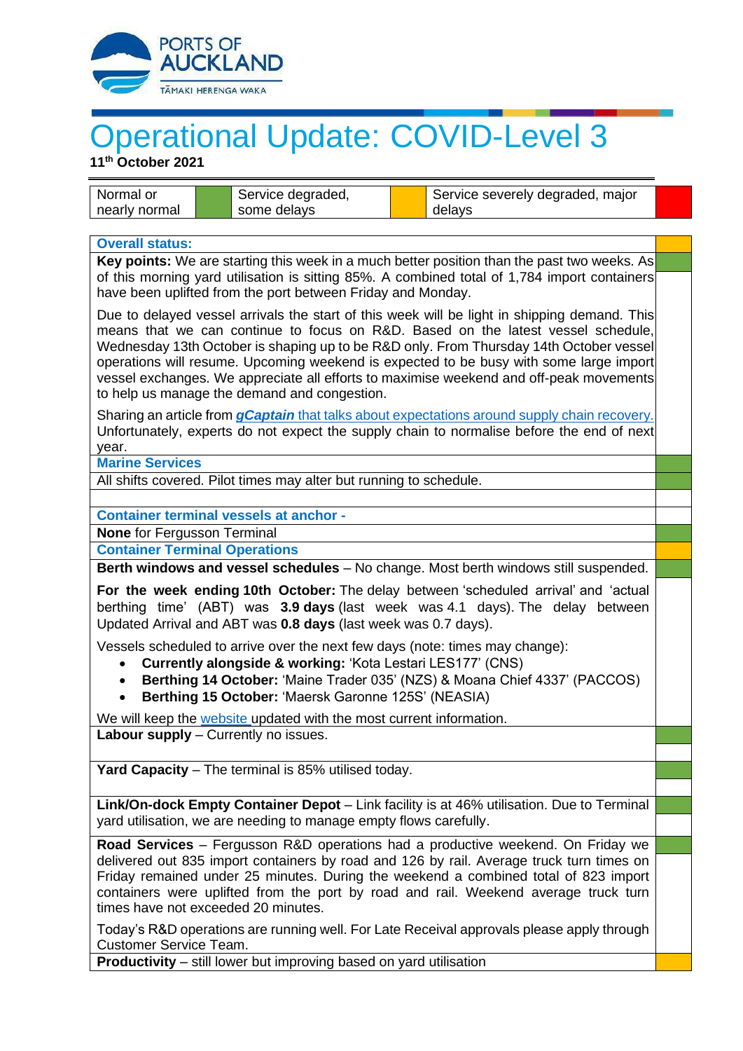# Operational Update: COVID-Level 3

**11th October 2021**

| Normal or nearly normal | (green) | Service degraded, some delays | (amber) | Service severely degraded, major delays | (red) |
|---|---|---|---|---|---|

| Section | Status |
|---|---|
| **Overall status:** | Amber |
| **Key points:** We are starting this week in a much better position than the past two weeks. As of this morning yard utilisation is sitting 85%. A combined total of 1,784 import containers have been uplifted from the port between Friday and Monday.<br><br>Due to delayed vessel arrivals the start of this week will be light in shipping demand. This means that we can continue to focus on R&D. Based on the latest vessel schedule, Wednesday 13th October is shaping up to be R&D only. From Thursday 14th October vessel operations will resume. Upcoming weekend is expected to be busy with some large import vessel exchanges. We appreciate all efforts to maximise weekend and off-peak movements to help us manage the demand and congestion.<br><br>Sharing an article from ***gCaptain*** that talks about expectations around supply chain recovery. Unfortunately, experts do not expect the supply chain to normalise before the end of next year. | Green |
| **Marine Services** | Green |
| All shifts covered. Pilot times may alter but running to schedule. | Green |
| **Container terminal vessels at anchor -** | |
| **None** for Fergusson Terminal | Green |
| **Container Terminal Operations** | Amber |
| **Berth windows and vessel schedules** – No change. Most berth windows still suspended.<br><br>**For the week ending 10th October:** The delay between 'scheduled arrival' and 'actual berthing time' (ABT) was **3.9 days** (last week was 4.1 days). The delay between Updated Arrival and ABT was **0.8 days** (last week was 0.7 days).<br><br>Vessels scheduled to arrive over the next few days (note: times may change):<br>• **Currently alongside & working:** 'Kota Lestari LES177' (CNS)<br>• **Berthing 14 October:** 'Maine Trader 035' (NZS) & Moana Chief 4337' (PACCOS)<br>• **Berthing 15 October:** 'Maersk Garonne 125S' (NEASIA)<br><br>We will keep the website updated with the most current information. | Green |
| **Labour supply** – Currently no issues. | Green |
| **Yard Capacity** – The terminal is 85% utilised today. | Green |
| **Link/On-dock Empty Container Depot** – Link facility is at 46% utilisation. Due to Terminal yard utilisation, we are needing to manage empty flows carefully. | Green |
| **Road Services** – Fergusson R&D operations had a productive weekend. On Friday we delivered out 835 import containers by road and 126 by rail. Average truck turn times on Friday remained under 25 minutes. During the weekend a combined total of 823 import containers were uplifted from the port by road and rail. Weekend average truck turn times have not exceeded 20 minutes.<br><br>Today's R&D operations are running well. For Late Receival approvals please apply through Customer Service Team. | Green |
| **Productivity** – still lower but improving based on yard utilisation | Amber |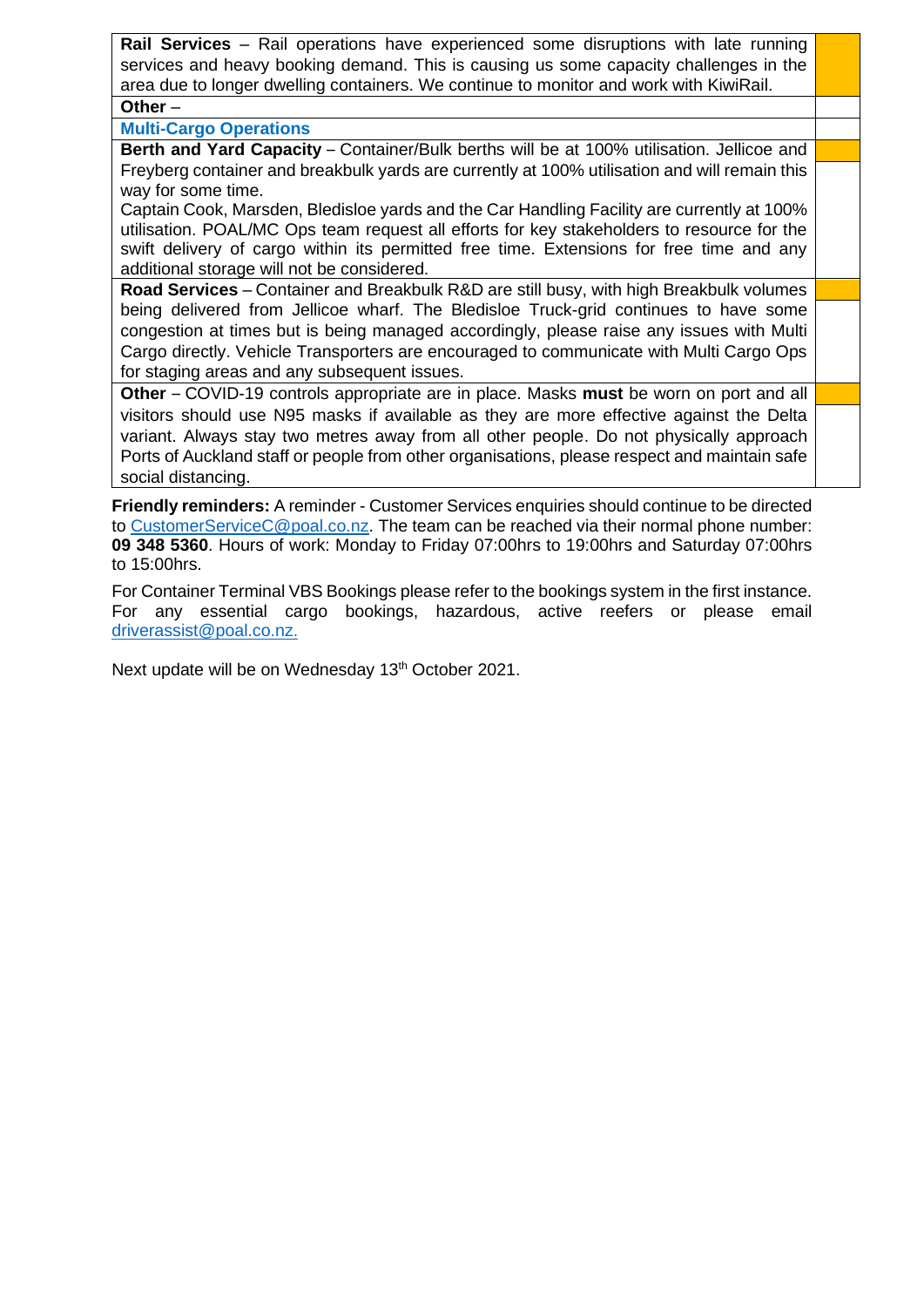| | |
|---|---|
| **Rail Services** – Rail operations have experienced some disruptions with late running services and heavy booking demand. This is causing us some capacity challenges in the area due to longer dwelling containers. We continue to monitor and work with KiwiRail. | |
| **Other** – | |
| **Multi-Cargo Operations** | |
| **Berth and Yard Capacity** – Container/Bulk berths will be at 100% utilisation. Jellicoe and Freyberg container and breakbulk yards are currently at 100% utilisation and will remain this way for some time.<br>Captain Cook, Marsden, Bledisloe yards and the Car Handling Facility are currently at 100% utilisation. POAL/MC Ops team request all efforts for key stakeholders to resource for the swift delivery of cargo within its permitted free time. Extensions for free time and any additional storage will not be considered. | |
| **Road Services** – Container and Breakbulk R&D are still busy, with high Breakbulk volumes being delivered from Jellicoe wharf. The Bledisloe Truck-grid continues to have some congestion at times but is being managed accordingly, please raise any issues with Multi Cargo directly. Vehicle Transporters are encouraged to communicate with Multi Cargo Ops for staging areas and any subsequent issues. | |
| **Other** – COVID-19 controls appropriate are in place. Masks **must** be worn on port and all visitors should use N95 masks if available as they are more effective against the Delta variant. Always stay two metres away from all other people. Do not physically approach Ports of Auckland staff or people from other organisations, please respect and maintain safe social distancing. | |

**Friendly reminders:** A reminder - Customer Services enquiries should continue to be directed to CustomerServiceC@poal.co.nz. The team can be reached via their normal phone number: **09 348 5360**. Hours of work: Monday to Friday 07:00hrs to 19:00hrs and Saturday 07:00hrs to 15:00hrs.

For Container Terminal VBS Bookings please refer to the bookings system in the first instance. For any essential cargo bookings, hazardous, active reefers or please email driverassist@poal.co.nz.

Next update will be on Wednesday 13th October 2021.